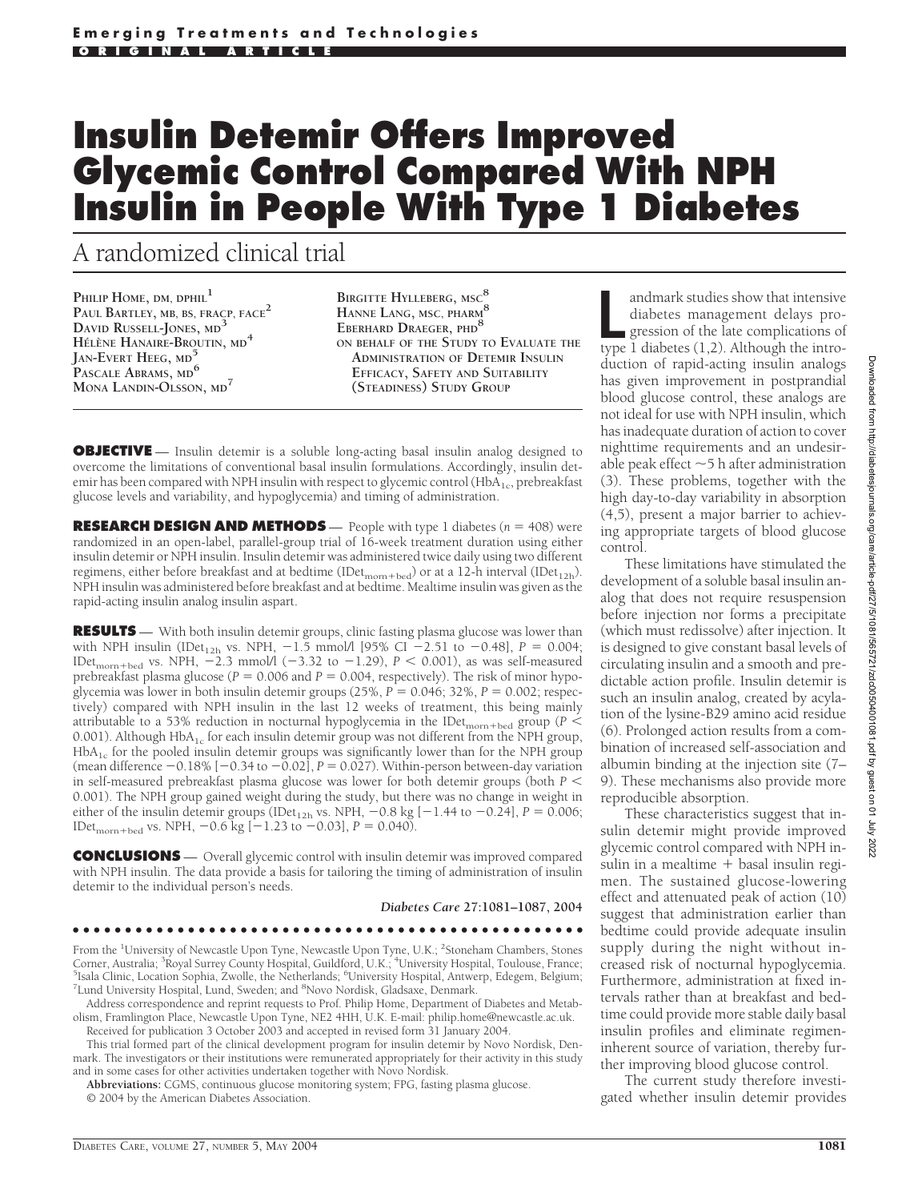Emerging Treatments and Technologies

ORIGINAL ARTICLE

# Insulin Detemir Offers Improved Glycemic Control Compared With NPH Insulin in People With Type 1 Diabetes

## A randomized clinical trial

PHILIP HOME, DM, DPHIL[1]
PAUL BARTLEY, MB, BS, FRACP, FACE[2]
DAVID RUSSELL-JONES, MD[3]
HÉLÈNE HANAIRE-BROUTIN, MD[4]
JAN-EVERT HEEG, MD[5]
PASCALE ABRAMS, MD[6]
MONA LANDIN-OLSSON, MD[7]
BIRGITTE HYLLEBERG, MSC[8]
HANNE LANG, MSC, PHARM[8]
EBERHARD DRAEGER, PHD[8]
ON BEHALF OF THE STUDY TO EVALUATE THE ADMINISTRATION OF DETEMIR INSULIN EFFICACY, SAFETY AND SUITABILITY (STEADINESS) STUDY GROUP

**OBJECTIVE** — Insulin detemir is a soluble long-acting basal insulin analog designed to overcome the limitations of conventional basal insulin formulations. Accordingly, insulin detemir has been compared with NPH insulin with respect to glycemic control ($HbA_{1c}$, prebreakfast glucose levels and variability, and hypoglycemia) and timing of administration.

**RESEARCH DESIGN AND METHODS** — People with type 1 diabetes ($n = 408$) were randomized in an open-label, parallel-group trial of 16-week treatment duration using either insulin detemir or NPH insulin. Insulin detemir was administered twice daily using two different regimens, either before breakfast and at bedtime ($IDet_{morn+bed}$) or at a 12-h interval ($IDet_{12h}$). NPH insulin was administered before breakfast and at bedtime. Mealtime insulin was given as the rapid-acting insulin analog insulin aspart.

**RESULTS** — With both insulin detemir groups, clinic fasting plasma glucose was lower than with NPH insulin ($IDet_{12h}$ vs. NPH, −1.5 mmol/l [95% CI −2.51 to −0.48], $P = 0.004$; $IDet_{morn+bed}$ vs. NPH, −2.3 mmol/l (−3.32 to −1.29), $P < 0.001$), as was self-measured prebreakfast plasma glucose ($P = 0.006$ and $P = 0.004$, respectively). The risk of minor hypoglycemia was lower in both insulin detemir groups (25%, $P = 0.046$; 32%, $P = 0.002$; respectively) compared with NPH insulin in the last 12 weeks of treatment, this being mainly attributable to a 53% reduction in nocturnal hypoglycemia in the $IDet_{morn+bed}$ group ($P < 0.001$). Although $HbA_{1c}$ for each insulin detemir group was not different from the NPH group, $HbA_{1c}$ for the pooled insulin detemir groups was significantly lower than for the NPH group (mean difference −0.18% [−0.34 to −0.02], $P = 0.027$). Within-person between-day variation in self-measured prebreakfast plasma glucose was lower for both detemir groups (both $P < 0.001$). The NPH group gained weight during the study, but there was no change in weight in either of the insulin detemir groups ($IDet_{12h}$ vs. NPH, −0.8 kg [−1.44 to −0.24], $P = 0.006$; $IDet_{morn+bed}$ vs. NPH, −0.6 kg [−1.23 to −0.03], $P = 0.040$).

**CONCLUSIONS** — Overall glycemic control with insulin detemir was improved compared with NPH insulin. The data provide a basis for tailoring the timing of administration of insulin detemir to the individual person's needs.

*Diabetes Care* 27:1081–1087, 2004

From the [1]University of Newcastle Upon Tyne, Newcastle Upon Tyne, U.K.; [2]Stoneham Chambers, Stones Corner, Australia; [3]Royal Surrey County Hospital, Guildford, U.K.; [4]University Hospital, Toulouse, France; [5]Isala Clinic, Location Sophia, Zwolle, the Netherlands; [6]University Hospital, Antwerp, Edegem, Belgium; [7]Lund University Hospital, Lund, Sweden; and [8]Novo Nordisk, Gladsaxe, Denmark.

Address correspondence and reprint requests to Prof. Philip Home, Department of Diabetes and Metabolism, Framlington Place, Newcastle Upon Tyne, NE2 4HH, U.K. E-mail: philip.home@newcastle.ac.uk.

Received for publication 3 October 2003 and accepted in revised form 31 January 2004.

This trial formed part of the clinical development program for insulin detemir by Novo Nordisk, Denmark. The investigators or their institutions were remunerated appropriately for their activity in this study and in some cases for other activities undertaken together with Novo Nordisk.

**Abbreviations:** CGMS, continuous glucose monitoring system; FPG, fasting plasma glucose.

© 2004 by the American Diabetes Association.

Landmark studies show that intensive diabetes management delays progression of the late complications of type 1 diabetes (1,2). Although the introduction of rapid-acting insulin analogs has given improvement in postprandial blood glucose control, these analogs are not ideal for use with NPH insulin, which has inadequate duration of action to cover nighttime requirements and an undesirable peak effect ~5 h after administration (3). These problems, together with the high day-to-day variability in absorption (4,5), present a major barrier to achieving appropriate targets of blood glucose control.

These limitations have stimulated the development of a soluble basal insulin analog that does not require resuspension before injection nor forms a precipitate (which must redissolve) after injection. It is designed to give constant basal levels of circulating insulin and a smooth and predictable action profile. Insulin detemir is such an insulin analog, created by acylation of the lysine-B29 amino acid residue (6). Prolonged action results from a combination of increased self-association and albumin binding at the injection site (7–9). These mechanisms also provide more reproducible absorption.

These characteristics suggest that insulin detemir might provide improved glycemic control compared with NPH insulin in a mealtime + basal insulin regimen. The sustained glucose-lowering effect and attenuated peak of action (10) suggest that administration earlier than bedtime could provide adequate insulin supply during the night without increased risk of nocturnal hypoglycemia. Furthermore, administration at fixed intervals rather than at breakfast and bedtime could provide more stable daily basal insulin profiles and eliminate regimen-inherent source of variation, thereby further improving blood glucose control.

The current study therefore investigated whether insulin detemir provides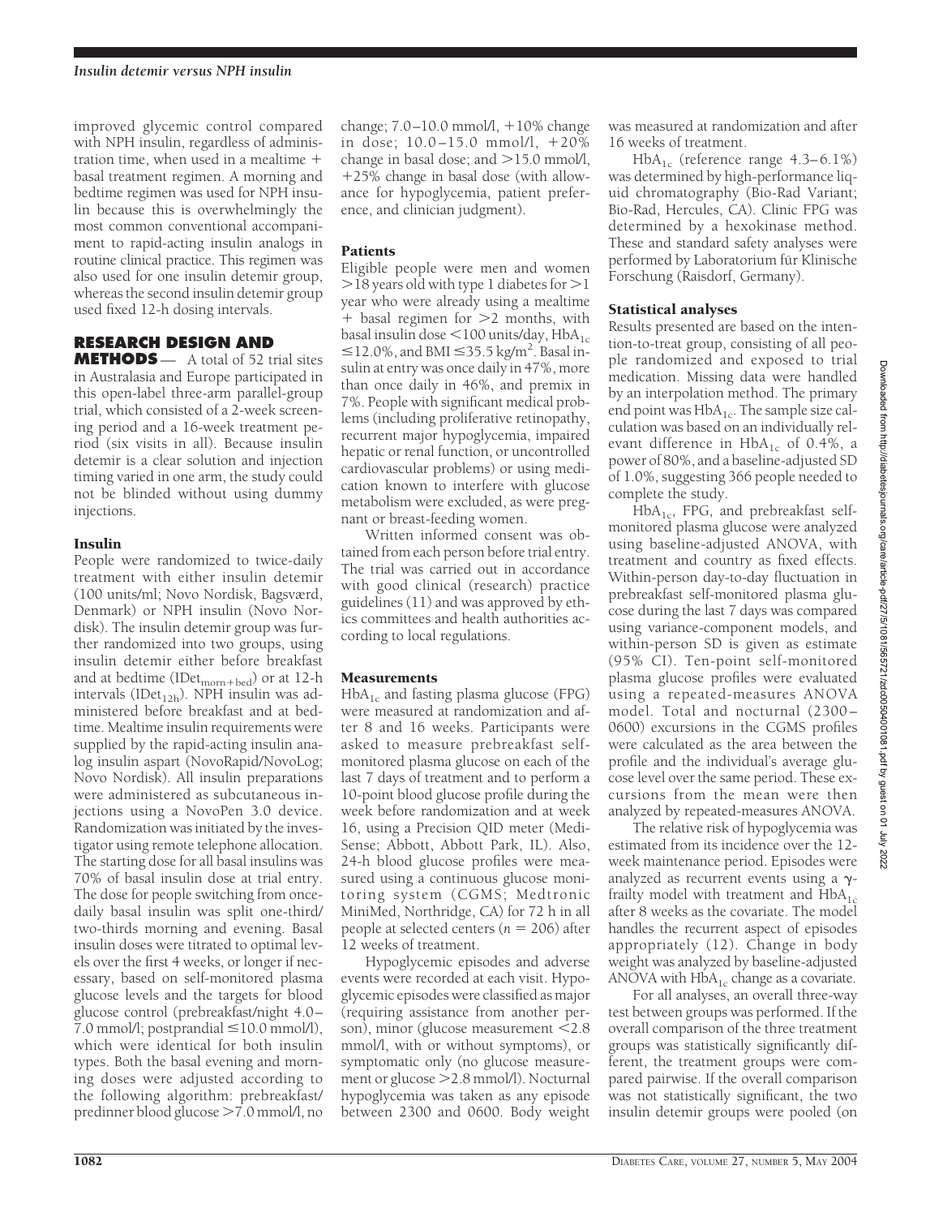improved glycemic control compared with NPH insulin, regardless of administration time, when used in a mealtime + basal treatment regimen. A morning and bedtime regimen was used for NPH insulin because this is overwhelmingly the most common conventional accompaniment to rapid-acting insulin analogs in routine clinical practice. This regimen was also used for one insulin detemir group, whereas the second insulin detemir group used fixed 12-h dosing intervals.

## RESEARCH DESIGN AND METHODS

A total of 52 trial sites in Australasia and Europe participated in this open-label three-arm parallel-group trial, which consisted of a 2-week screening period and a 16-week treatment period (six visits in all). Because insulin detemir is a clear solution and injection timing varied in one arm, the study could not be blinded without using dummy injections.

### Insulin

People were randomized to twice-daily treatment with either insulin detemir (100 units/ml; Novo Nordisk, Bagsværd, Denmark) or NPH insulin (Novo Nordisk). The insulin detemir group was further randomized into two groups, using insulin detemir either before breakfast and at bedtime ($IDet_{morn+bed}$) or at 12-h intervals ($IDet_{12h}$). NPH insulin was administered before breakfast and at bedtime. Mealtime insulin requirements were supplied by the rapid-acting insulin analog insulin aspart (NovoRapid/NovoLog; Novo Nordisk). All insulin preparations were administered as subcutaneous injections using a NovoPen 3.0 device. Randomization was initiated by the investigator using remote telephone allocation. The starting dose for all basal insulins was 70% of basal insulin dose at trial entry. The dose for people switching from once-daily basal insulin was split one-third/two-thirds morning and evening. Basal insulin doses were titrated to optimal levels over the first 4 weeks, or longer if necessary, based on self-monitored plasma glucose levels and the targets for blood glucose control (prebreakfast/night 4.0–7.0 mmol/l; postprandial ≤10.0 mmol/l), which were identical for both insulin types. Both the basal evening and morning doses were adjusted according to the following algorithm: prebreakfast/predinner blood glucose >7.0 mmol/l, no change; 7.0–10.0 mmol/l, +10% change in dose; 10.0–15.0 mmol/l, +20% change in basal dose; and >15.0 mmol/l, +25% change in basal dose (with allowance for hypoglycemia, patient preference, and clinician judgment).

### Patients

Eligible people were men and women >18 years old with type 1 diabetes for >1 year who were already using a mealtime + basal regimen for >2 months, with basal insulin dose <100 units/day, $HbA_{1c}$ ≤12.0%, and BMI ≤35.5 kg/m$^2$. Basal insulin at entry was once daily in 47%, more than once daily in 46%, and premix in 7%. People with significant medical problems (including proliferative retinopathy, recurrent major hypoglycemia, impaired hepatic or renal function, or uncontrolled cardiovascular problems) or using medication known to interfere with glucose metabolism were excluded, as were pregnant or breast-feeding women.

Written informed consent was obtained from each person before trial entry. The trial was carried out in accordance with good clinical (research) practice guidelines (11) and was approved by ethics committees and health authorities according to local regulations.

### Measurements

$HbA_{1c}$ and fasting plasma glucose (FPG) were measured at randomization and after 8 and 16 weeks. Participants were asked to measure prebreakfast self-monitored plasma glucose on each of the last 7 days of treatment and to perform a 10-point blood glucose profile during the week before randomization and at week 16, using a Precision QID meter (MediSense; Abbott, Abbott Park, IL). Also, 24-h blood glucose profiles were measured using a continuous glucose monitoring system (CGMS; Medtronic MiniMed, Northridge, CA) for 72 h in all people at selected centers ($n = 206$) after 12 weeks of treatment.

Hypoglycemic episodes and adverse events were recorded at each visit. Hypoglycemic episodes were classified as major (requiring assistance from another person), minor (glucose measurement <2.8 mmol/l, with or without symptoms), or symptomatic only (no glucose measurement or glucose >2.8 mmol/l). Nocturnal hypoglycemia was taken as any episode between 2300 and 0600. Body weight was measured at randomization and after 16 weeks of treatment.

$HbA_{1c}$ (reference range 4.3–6.1%) was determined by high-performance liquid chromatography (Bio-Rad Variant; Bio-Rad, Hercules, CA). Clinic FPG was determined by a hexokinase method. These and standard safety analyses were performed by Laboratorium für Klinische Forschung (Raisdorf, Germany).

### Statistical analyses

Results presented are based on the intention-to-treat group, consisting of all people randomized and exposed to trial medication. Missing data were handled by an interpolation method. The primary end point was $HbA_{1c}$. The sample size calculation was based on an individually relevant difference in $HbA_{1c}$ of 0.4%, a power of 80%, and a baseline-adjusted SD of 1.0%, suggesting 366 people needed to complete the study.

$HbA_{1c}$, FPG, and prebreakfast self-monitored plasma glucose were analyzed using baseline-adjusted ANOVA, with treatment and country as fixed effects. Within-person day-to-day fluctuation in prebreakfast self-monitored plasma glucose during the last 7 days was compared using variance-component models, and within-person SD is given as estimate (95% CI). Ten-point self-monitored plasma glucose profiles were evaluated using a repeated-measures ANOVA model. Total and nocturnal (2300–0600) excursions in the CGMS profiles were calculated as the area between the profile and the individual's average glucose level over the same period. These excursions from the mean were then analyzed by repeated-measures ANOVA.

The relative risk of hypoglycemia was estimated from its incidence over the 12-week maintenance period. Episodes were analyzed as recurrent events using a $\gamma$-frailty model with treatment and $HbA_{1c}$ after 8 weeks as the covariate. The model handles the recurrent aspect of episodes appropriately (12). Change in body weight was analyzed by baseline-adjusted ANOVA with $HbA_{1c}$ change as a covariate.

For all analyses, an overall three-way test between groups was performed. If the overall comparison of the three treatment groups was statistically significantly different, the treatment groups were compared pairwise. If the overall comparison was not statistically significant, the two insulin detemir groups were pooled (on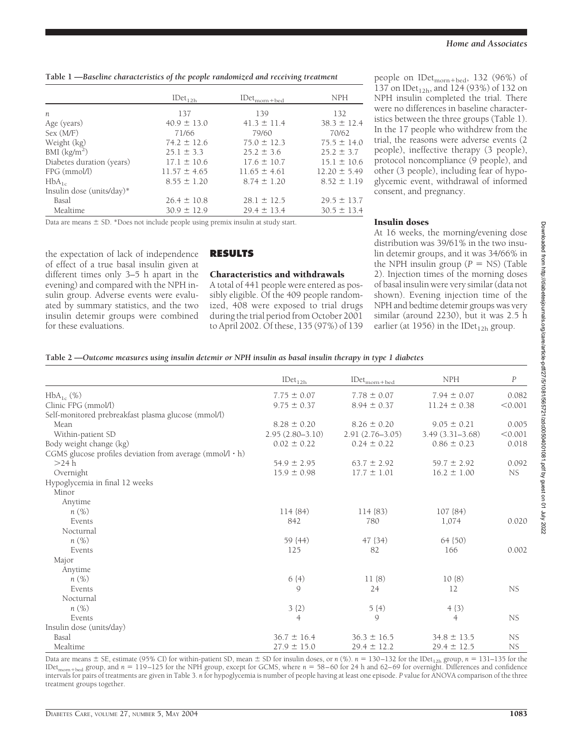**Table 1 —Baseline characteristics of the people randomized and receiving treatment**

| | $IDet_{12h}$ | $IDet_{morn+bed}$ | NPH |
|---|---|---|---|
| *n* | 137 | 139 | 132 |
| Age (years) | 40.9 ± 13.0 | 41.3 ± 11.4 | 38.3 ± 12.4 |
| Sex (M/F) | 71/66 | 79/60 | 70/62 |
| Weight (kg) | 74.2 ± 12.6 | 75.0 ± 12.3 | 75.5 ± 14.0 |
| BMI (kg/m$^2$) | 25.1 ± 3.3 | 25.2 ± 3.6 | 25.2 ± 3.7 |
| Diabetes duration (years) | 17.1 ± 10.6 | 17.6 ± 10.7 | 15.1 ± 10.6 |
| FPG (mmol/l) | 11.57 ± 4.65 | 11.65 ± 4.61 | 12.20 ± 5.49 |
| $HbA_{1c}$ | 8.55 ± 1.20 | 8.74 ± 1.20 | 8.52 ± 1.19 |
| Insulin dose (units/day)* | | | |
| Basal | 26.4 ± 10.8 | 28.1 ± 12.5 | 29.5 ± 13.7 |
| Mealtime | 30.9 ± 12.9 | 29.4 ± 13.4 | 30.5 ± 13.4 |

Data are means ± SD. *Does not include people using premix insulin at study start.

the expectation of lack of independence of effect of a true basal insulin given at different times only 3–5 h apart in the evening) and compared with the NPH insulin group. Adverse events were evaluated by summary statistics, and the two insulin detemir groups were combined for these evaluations.

## RESULTS

### Characteristics and withdrawals

A total of 441 people were entered as possibly eligible. Of the 409 people randomized, 408 were exposed to trial drugs during the trial period from October 2001 to April 2002. Of these, 135 (97%) of 139 people on $IDet_{morn+bed}$, 132 (96%) of 137 on $IDet_{12h}$, and 124 (93%) of 132 on NPH insulin completed the trial. There were no differences in baseline characteristics between the three groups (Table 1). In the 17 people who withdrew from the trial, the reasons were adverse events (2 people), ineffective therapy (3 people), protocol noncompliance (9 people), and other (3 people), including fear of hypoglycemic event, withdrawal of informed consent, and pregnancy.

### Insulin doses

At 16 weeks, the morning/evening dose distribution was 39/61% in the two insulin detemir groups, and it was 34/66% in the NPH insulin group ($P$ = NS) (Table 2). Injection times of the morning doses of basal insulin were very similar (data not shown). Evening injection time of the NPH and bedtime detemir groups was very similar (around 2230), but it was 2.5 h earlier (at 1956) in the $IDet_{12h}$ group.

**Table 2 —Outcome measures using insulin detemir or NPH insulin as basal insulin therapy in type 1 diabetes**

| | $IDet_{12h}$ | $IDet_{morn+bed}$ | NPH | *P* |
|---|---|---|---|---|
| $HbA_{1c}$ (%) | 7.75 ± 0.07 | 7.78 ± 0.07 | 7.94 ± 0.07 | 0.082 |
| Clinic FPG (mmol/l) | 9.75 ± 0.37 | 8.94 ± 0.37 | 11.24 ± 0.38 | <0.001 |
| Self-monitored prebreakfast plasma glucose (mmol/l) | | | | |
| Mean | 8.28 ± 0.20 | 8.26 ± 0.20 | 9.05 ± 0.21 | 0.005 |
| Within-patient SD | 2.95 (2.80–3.10) | 2.91 (2.76–3.05) | 3.49 (3.31–3.68) | <0.001 |
| Body weight change (kg) | 0.02 ± 0.22 | 0.24 ± 0.22 | 0.86 ± 0.23 | 0.018 |
| CGMS glucose profiles deviation from average (mmol/l · h) | | | | |
| >24 h | 54.9 ± 2.95 | 63.7 ± 2.92 | 59.7 ± 2.92 | 0.092 |
| Overnight | 15.9 ± 0.98 | 17.7 ± 1.01 | 16.2 ± 1.00 | NS |
| Hypoglycemia in final 12 weeks | | | | |
| Minor | | | | |
| Anytime | | | | |
| *n* (%) | 114 (84) | 114 (83) | 107 (84) | |
| Events | 842 | 780 | 1,074 | 0.020 |
| Nocturnal | | | | |
| *n* (%) | 59 (44) | 47 (34) | 64 (50) | |
| Events | 125 | 82 | 166 | 0.002 |
| Major | | | | |
| Anytime | | | | |
| *n* (%) | 6 (4) | 11 (8) | 10 (8) | |
| Events | 9 | 24 | 12 | NS |
| Nocturnal | | | | |
| *n* (%) | 3 (2) | 5 (4) | 4 (3) | |
| Events | 4 | 9 | 4 | NS |
| Insulin dose (units/day) | | | | |
| Basal | 36.7 ± 16.4 | 36.3 ± 16.5 | 34.8 ± 13.5 | NS |
| Mealtime | 27.9 ± 15.0 | 29.4 ± 12.2 | 29.4 ± 12.5 | NS |

Data are means ± SE, estimate (95% CI) for within-patient SD, mean ± SD for insulin doses, or *n* (%). *n* = 130–132 for the $IDet_{12h}$ group, *n* = 131–135 for the $IDet_{morn+bed}$ group, and *n* = 119–125 for the NPH group, except for GCMS, where *n* = 58–60 for 24 h and 62–69 for overnight. Differences and confidence intervals for pairs of treatments are given in Table 3. *n* for hypoglycemia is number of people having at least one episode. *P* value for ANOVA comparison of the three treatment groups together.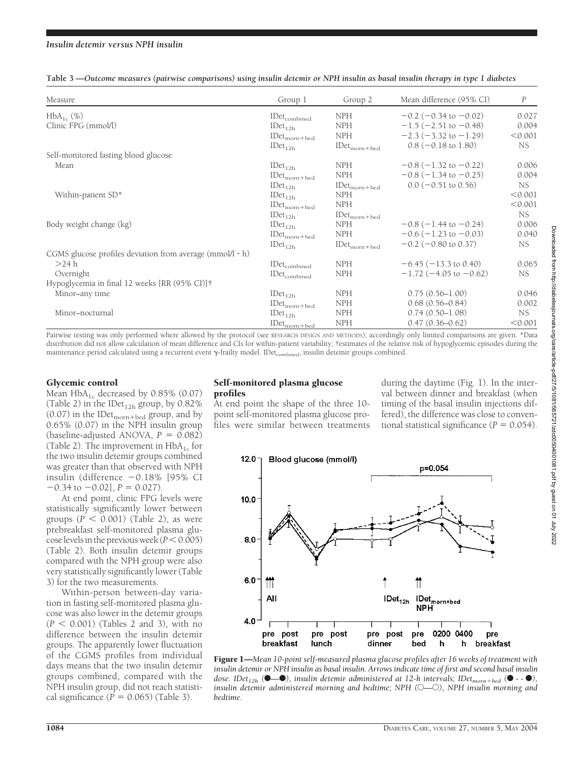**Table 3—Outcome measures (pairwise comparisons) using insulin detemir or NPH insulin as basal insulin therapy in type 1 diabetes**

| Measure | Group 1 | Group 2 | Mean difference (95% CI) | *P* |
|---|---|---|---|---|
| $HbA_{1c}$ (%) | $IDet_{combined}$ | NPH | −0.2 (−0.34 to −0.02) | 0.027 |
| Clinic FPG (mmol/l) | $IDet_{12h}$ | NPH | −1.5 (−2.51 to −0.48) | 0.004 |
| | $IDet_{morn+bed}$ | NPH | −2.3 (−3.32 to −1.29) | <0.001 |
| | $IDet_{12h}$ | $IDet_{morn+bed}$ | 0.8 (−0.18 to 1.80) | NS |
| Self-monitored fasting blood glucose | | | | |
| Mean | $IDet_{12h}$ | NPH | −0.8 (−1.32 to −0.22) | 0.006 |
| | $IDet_{morn+bed}$ | NPH | −0.8 (−1.34 to −0.25) | 0.004 |
| | $IDet_{12h}$ | $IDet_{morn+bed}$ | 0.0 (−0.51 to 0.56) | NS |
| Within-patient SD* | $IDet_{12h}$ | NPH | | <0.001 |
| | $IDet_{morn+bed}$ | NPH | | <0.001 |
| | $IDet_{12h}$ | $IDet_{morn+bed}$ | | NS |
| Body weight change (kg) | $IDet_{12h}$ | NPH | −0.8 (−1.44 to −0.24) | 0.006 |
| | $IDet_{morn+bed}$ | NPH | −0.6 (−1.23 to −0.03) | 0.040 |
| | $IDet_{12h}$ | $IDet_{morn+bed}$ | −0.2 (−0.80 to 0.37) | NS |
| CGMS glucose profiles deviation from average (mmol/l · h) | | | | |
| >24 h | $IDet_{combined}$ | NPH | −6.45 (−13.3 to 0.40) | 0.065 |
| Overnight | $IDet_{combined}$ | NPH | −1.72 (−4.05 to −0.62) | NS |
| Hypoglycemia in final 12 weeks [RR (95% CI)]† | | | | |
| Minor–any time | $IDet_{12h}$ | NPH | 0.75 (0.56–1.00) | 0.046 |
| | $IDet_{morn+bed}$ | NPH | 0.68 (0.56–0.84) | 0.002 |
| Minor–nocturnal | $IDet_{12h}$ | NPH | 0.74 (0.50–1.08) | NS |
| | $IDet_{morn+bed}$ | NPH | 0.47 (0.36–0.62) | <0.001 |

Pairwise testing was only performed where allowed by the protocol (see RESEARCH DESIGN AND METHODS); accordingly only limited comparisons are given. *Data distribution did not allow calculation of mean difference and CIs for within-patient variability; †estimates of the relative risk of hypoglycemic episodes during the maintenance period calculated using a recurrent event γ-frailty model. $IDet_{combined}$, insulin detemir groups combined.

## Glycemic control

Mean $HbA_{1c}$ decreased by 0.85% (0.07) (Table 2) in the $IDet_{12h}$ group, by 0.82% (0.07) in the $IDet_{morn+bed}$ group, and by 0.65% (0.07) in the NPH insulin group (baseline-adjusted ANOVA, $P = 0.082$) (Table 2). The improvement in $HbA_{1c}$ for the two insulin detemir groups combined was greater than that observed with NPH insulin (difference −0.18% [95% CI −0.34 to −0.02], $P = 0.027$).

At end point, clinic FPG levels were statistically significantly lower between groups ($P < 0.001$) (Table 2), as were prebreakfast self-monitored plasma glucose levels in the previous week ($P < 0.005$) (Table 2). Both insulin detemir groups compared with the NPH group were also very statistically significantly lower (Table 3) for the two measurements.

Within-person between-day variation in fasting self-monitored plasma glucose was also lower in the detemir groups ($P < 0.001$) (Tables 2 and 3), with no difference between the insulin detemir groups. The apparently lower fluctuation of the CGMS profiles from individual days means that the two insulin detemir groups combined, compared with the NPH insulin group, did not reach statistical significance ($P = 0.065$) (Table 3).

## Self-monitored plasma glucose profiles

At end point the shape of the three 10-point self-monitored plasma glucose profiles were similar between treatments during the daytime (Fig. 1). In the interval between dinner and breakfast (when timing of the basal insulin injections differed), the difference was close to conventional statistical significance ($P = 0.054$).

**Figure 1**—*Mean 10-point self-measured plasma glucose profiles after 16 weeks of treatment with insulin detemir or NPH insulin as basal insulin. Arrows indicate time of first and second basal insulin dose. $IDet_{12h}$ (●—●), insulin detemir administered at 12-h intervals; $IDet_{morn+bed}$ (● - - ●), insulin detemir administered morning and bedtime; NPH (○—○), NPH insulin morning and bedtime.*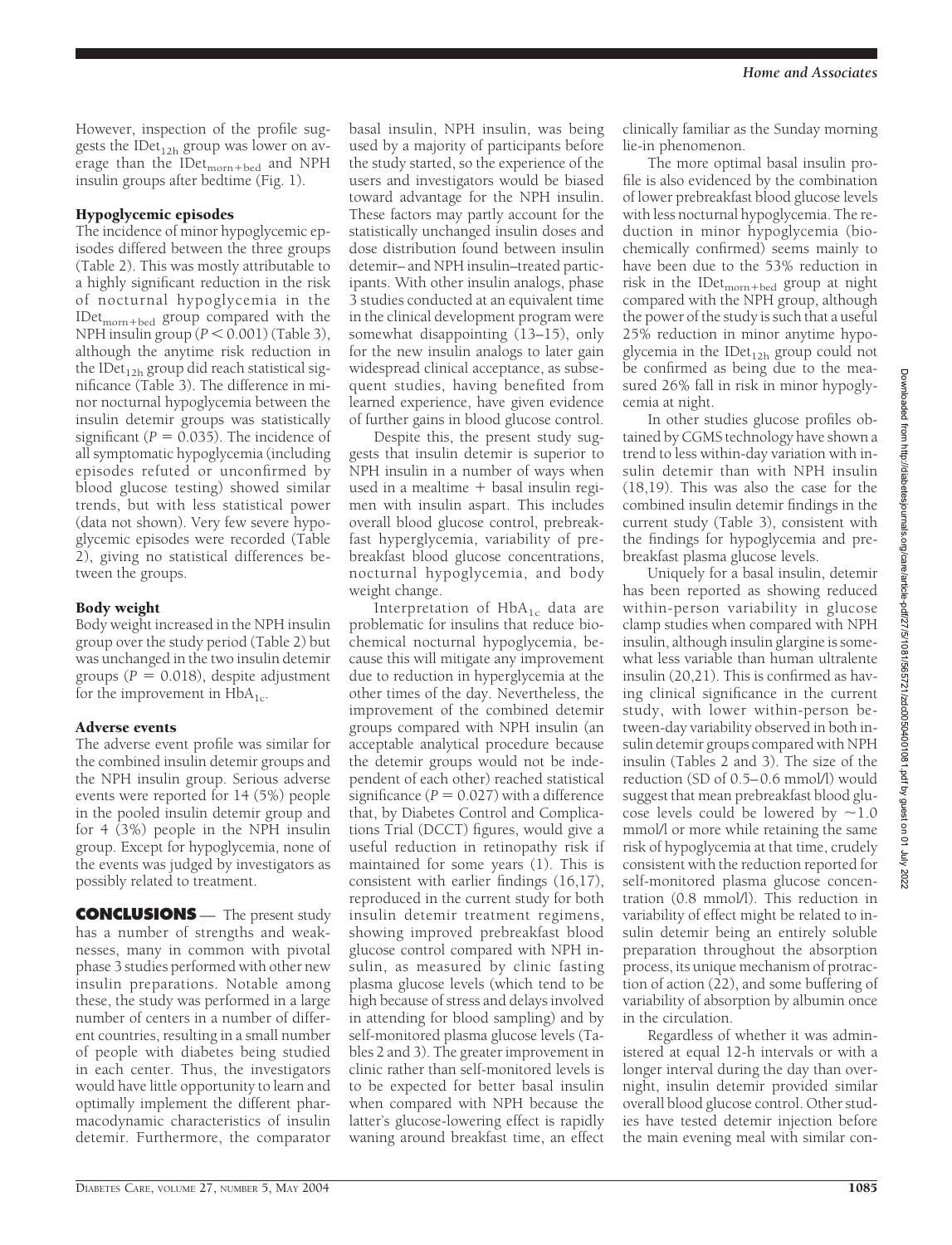However, inspection of the profile suggests the $IDet_{12h}$ group was lower on average than the $IDet_{morn+bed}$ and NPH insulin groups after bedtime (Fig. 1).

### Hypoglycemic episodes

The incidence of minor hypoglycemic episodes differed between the three groups (Table 2). This was mostly attributable to a highly significant reduction in the risk of nocturnal hypoglycemia in the $IDet_{morn+bed}$ group compared with the NPH insulin group ($P < 0.001$) (Table 3), although the anytime risk reduction in the $IDet_{12h}$ group did reach statistical significance (Table 3). The difference in minor nocturnal hypoglycemia between the insulin detemir groups was statistically significant ($P = 0.035$). The incidence of all symptomatic hypoglycemia (including episodes refuted or unconfirmed by blood glucose testing) showed similar trends, but with less statistical power (data not shown). Very few severe hypoglycemic episodes were recorded (Table 2), giving no statistical differences between the groups.

### Body weight

Body weight increased in the NPH insulin group over the study period (Table 2) but was unchanged in the two insulin detemir groups ($P = 0.018$), despite adjustment for the improvement in $HbA_{1c}$.

### Adverse events

The adverse event profile was similar for the combined insulin detemir groups and the NPH insulin group. Serious adverse events were reported for 14 (5%) people in the pooled insulin detemir group and for 4 (3%) people in the NPH insulin group. Except for hypoglycemia, none of the events was judged by investigators as possibly related to treatment.

## CONCLUSIONS

The present study has a number of strengths and weaknesses, many in common with pivotal phase 3 studies performed with other new insulin preparations. Notable among these, the study was performed in a large number of centers in a number of different countries, resulting in a small number of people with diabetes being studied in each center. Thus, the investigators would have little opportunity to learn and optimally implement the different pharmacodynamic characteristics of insulin detemir. Furthermore, the comparator basal insulin, NPH insulin, was being used by a majority of participants before the study started, so the experience of the users and investigators would be biased toward advantage for the NPH insulin. These factors may partly account for the statistically unchanged insulin doses and dose distribution found between insulin detemir– and NPH insulin–treated participants. With other insulin analogs, phase 3 studies conducted at an equivalent time in the clinical development program were somewhat disappointing (13–15), only for the new insulin analogs to later gain widespread clinical acceptance, as subsequent studies, having benefited from learned experience, have given evidence of further gains in blood glucose control.

Despite this, the present study suggests that insulin detemir is superior to NPH insulin in a number of ways when used in a mealtime + basal insulin regimen with insulin aspart. This includes overall blood glucose control, prebreakfast hyperglycemia, variability of prebreakfast blood glucose concentrations, nocturnal hypoglycemia, and body weight change.

Interpretation of $HbA_{1c}$ data are problematic for insulins that reduce biochemical nocturnal hypoglycemia, because this will mitigate any improvement due to reduction in hyperglycemia at the other times of the day. Nevertheless, the improvement of the combined detemir groups compared with NPH insulin (an acceptable analytical procedure because the detemir groups would not be independent of each other) reached statistical significance ($P = 0.027$) with a difference that, by Diabetes Control and Complications Trial (DCCT) figures, would give a useful reduction in retinopathy risk if maintained for some years (1). This is consistent with earlier findings (16,17), reproduced in the current study for both insulin detemir treatment regimens, showing improved prebreakfast blood glucose control compared with NPH insulin, as measured by clinic fasting plasma glucose levels (which tend to be high because of stress and delays involved in attending for blood sampling) and by self-monitored plasma glucose levels (Tables 2 and 3). The greater improvement in clinic rather than self-monitored levels is to be expected for better basal insulin when compared with NPH because the latter's glucose-lowering effect is rapidly waning around breakfast time, an effect clinically familiar as the Sunday morning lie-in phenomenon.

The more optimal basal insulin profile is also evidenced by the combination of lower prebreakfast blood glucose levels with less nocturnal hypoglycemia. The reduction in minor hypoglycemia (biochemically confirmed) seems mainly to have been due to the 53% reduction in risk in the $IDet_{morn+bed}$ group at night compared with the NPH group, although the power of the study is such that a useful 25% reduction in minor anytime hypoglycemia in the $IDet_{12h}$ group could not be confirmed as being due to the measured 26% fall in risk in minor hypoglycemia at night.

In other studies glucose profiles obtained by CGMS technology have shown a trend to less within-day variation with insulin detemir than with NPH insulin (18,19). This was also the case for the combined insulin detemir findings in the current study (Table 3), consistent with the findings for hypoglycemia and prebreakfast plasma glucose levels.

Uniquely for a basal insulin, detemir has been reported as showing reduced within-person variability in glucose clamp studies when compared with NPH insulin, although insulin glargine is somewhat less variable than human ultralente insulin (20,21). This is confirmed as having clinical significance in the current study, with lower within-person between-day variability observed in both insulin detemir groups compared with NPH insulin (Tables 2 and 3). The size of the reduction (SD of 0.5–0.6 mmol/l) would suggest that mean prebreakfast blood glucose levels could be lowered by ~1.0 mmol/l or more while retaining the same risk of hypoglycemia at that time, crudely consistent with the reduction reported for self-monitored plasma glucose concentration (0.8 mmol/l). This reduction in variability of effect might be related to insulin detemir being an entirely soluble preparation throughout the absorption process, its unique mechanism of protraction of action (22), and some buffering of variability of absorption by albumin once in the circulation.

Regardless of whether it was administered at equal 12-h intervals or with a longer interval during the day than overnight, insulin detemir provided similar overall blood glucose control. Other studies have tested detemir injection before the main evening meal with similar con-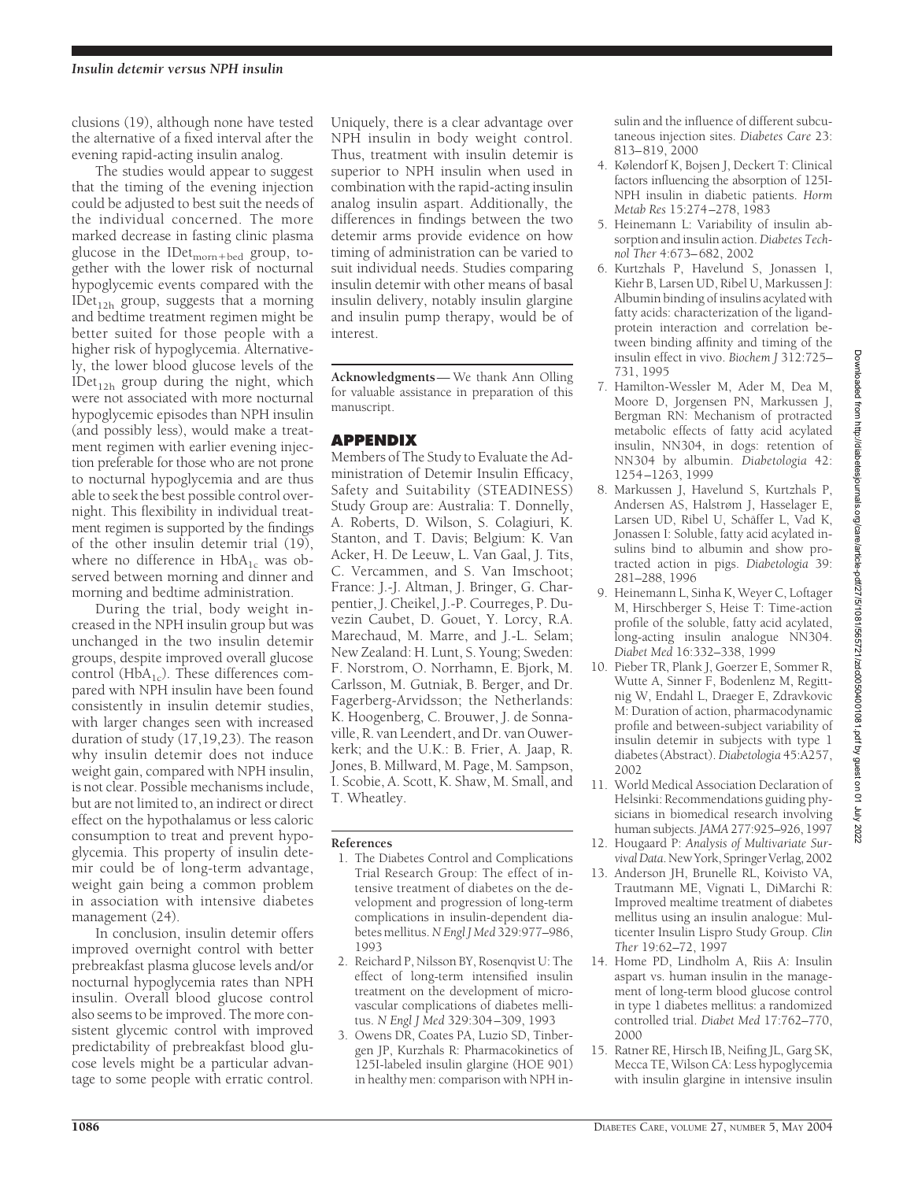clusions (19), although none have tested the alternative of a fixed interval after the evening rapid-acting insulin analog.

The studies would appear to suggest that the timing of the evening injection could be adjusted to best suit the needs of the individual concerned. The more marked decrease in fasting clinic plasma glucose in the $IDet_{morn+bed}$ group, together with the lower risk of nocturnal hypoglycemic events compared with the $IDet_{12h}$ group, suggests that a morning and bedtime treatment regimen might be better suited for those people with a higher risk of hypoglycemia. Alternatively, the lower blood glucose levels of the $IDet_{12h}$ group during the night, which were not associated with more nocturnal hypoglycemic episodes than NPH insulin (and possibly less), would make a treatment regimen with earlier evening injection preferable for those who are not prone to nocturnal hypoglycemia and are thus able to seek the best possible control overnight. This flexibility in individual treatment regimen is supported by the findings of the other insulin detemir trial (19), where no difference in $HbA_{1c}$ was observed between morning and dinner and morning and bedtime administration.

During the trial, body weight increased in the NPH insulin group but was unchanged in the two insulin detemir groups, despite improved overall glucose control ($HbA_{1c}$). These differences compared with NPH insulin have been found consistently in insulin detemir studies, with larger changes seen with increased duration of study (17,19,23). The reason why insulin detemir does not induce weight gain, compared with NPH insulin, is not clear. Possible mechanisms include, but are not limited to, an indirect or direct effect on the hypothalamus or less caloric consumption to treat and prevent hypoglycemia. This property of insulin detemir could be of long-term advantage, weight gain being a common problem in association with intensive diabetes management (24).

In conclusion, insulin detemir offers improved overnight control with better prebreakfast plasma glucose levels and/or nocturnal hypoglycemia rates than NPH insulin. Overall blood glucose control also seems to be improved. The more consistent glycemic control with improved predictability of prebreakfast blood glucose levels might be a particular advantage to some people with erratic control. Uniquely, there is a clear advantage over NPH insulin in body weight control. Thus, treatment with insulin detemir is superior to NPH insulin when used in combination with the rapid-acting insulin analog insulin aspart. Additionally, the differences in findings between the two detemir arms provide evidence on how timing of administration can be varied to suit individual needs. Studies comparing insulin detemir with other means of basal insulin delivery, notably insulin glargine and insulin pump therapy, would be of interest.

**Acknowledgments**— We thank Ann Olling for valuable assistance in preparation of this manuscript.

## APPENDIX

Members of The Study to Evaluate the Administration of Detemir Insulin Efficacy, Safety and Suitability (STEADINESS) Study Group are: Australia: T. Donnelly, A. Roberts, D. Wilson, S. Colagiuri, K. Stanton, and T. Davis; Belgium: K. Van Acker, H. De Leeuw, L. Van Gaal, J. Tits, C. Vercammen, and S. Van Imschoot; France: J.-J. Altman, J. Bringer, G. Charpentier, J. Cheikel, J.-P. Courreges, P. Duvezin Caubet, D. Gouet, Y. Lorcy, R.A. Marechaud, M. Marre, and J.-L. Selam; New Zealand: H. Lunt, S. Young; Sweden: F. Norstrom, O. Norrhamn, E. Bjork, M. Carlsson, M. Gutniak, B. Berger, and Dr. Fagerberg-Arvidsson; the Netherlands: K. Hoogenberg, C. Brouwer, J. de Sonnaville, R. van Leendert, and Dr. van Ouwerkerk; and the U.K.: B. Frier, A. Jaap, R. Jones, B. Millward, M. Page, M. Sampson, I. Scobie, A. Scott, K. Shaw, M. Small, and T. Wheatley.

## References

1. The Diabetes Control and Complications Trial Research Group: The effect of intensive treatment of diabetes on the development and progression of long-term complications in insulin-dependent diabetes mellitus. *N Engl J Med* 329:977–986, 1993
2. Reichard P, Nilsson BY, Rosenqvist U: The effect of long-term intensified insulin treatment on the development of microvascular complications of diabetes mellitus. *N Engl J Med* 329:304–309, 1993
3. Owens DR, Coates PA, Luzio SD, Tinbergen JP, Kurzhals R: Pharmacokinetics of 125I-labeled insulin glargine (HOE 901) in healthy men: comparison with NPH insulin and the influence of different subcutaneous injection sites. *Diabetes Care* 23:813–819, 2000
4. Kølendorf K, Bojsen J, Deckert T: Clinical factors influencing the absorption of 125I-NPH insulin in diabetic patients. *Horm Metab Res* 15:274–278, 1983
5. Heinemann L: Variability of insulin absorption and insulin action. *Diabetes Technol Ther* 4:673–682, 2002
6. Kurtzhals P, Havelund S, Jonassen I, Kiehr B, Larsen UD, Ribel U, Markussen J: Albumin binding of insulins acylated with fatty acids: characterization of the ligand-protein interaction and correlation between binding affinity and timing of the insulin effect in vivo. *Biochem J* 312:725–731, 1995
7. Hamilton-Wessler M, Ader M, Dea M, Moore D, Jorgensen PN, Markussen J, Bergman RN: Mechanism of protracted metabolic effects of fatty acid acylated insulin, NN304, in dogs: retention of NN304 by albumin. *Diabetologia* 42:1254–1263, 1999
8. Markussen J, Havelund S, Kurtzhals P, Andersen AS, Halstrøm J, Hasselager E, Larsen UD, Ribel U, Schäffer L, Vad K, Jonassen I: Soluble, fatty acid acylated insulins bind to albumin and show protracted action in pigs. *Diabetologia* 39:281–288, 1996
9. Heinemann L, Sinha K, Weyer C, Loftager M, Hirschberger S, Heise T: Time-action profile of the soluble, fatty acid acylated, long-acting insulin analogue NN304. *Diabet Med* 16:332–338, 1999
10. Pieber TR, Plank J, Goerzer E, Sommer R, Wutte A, Sinner F, Bodenlenz M, Regittnig W, Endahl L, Draeger E, Zdravkovic M: Duration of action, pharmacodynamic profile and between-subject variability of insulin detemir in subjects with type 1 diabetes (Abstract). *Diabetologia* 45:A257, 2002
11. World Medical Association Declaration of Helsinki: Recommendations guiding physicians in biomedical research involving human subjects. *JAMA* 277:925–926, 1997
12. Hougaard P: *Analysis of Multivariate Survival Data*. New York, Springer Verlag, 2002
13. Anderson JH, Brunelle RL, Koivisto VA, Trautmann ME, Vignati L, DiMarchi R: Improved mealtime treatment of diabetes mellitus using an insulin analogue: Multicenter Insulin Lispro Study Group. *Clin Ther* 19:62–72, 1997
14. Home PD, Lindholm A, Riis A: Insulin aspart vs. human insulin in the management of long-term blood glucose control in type 1 diabetes mellitus: a randomized controlled trial. *Diabet Med* 17:762–770, 2000
15. Ratner RE, Hirsch IB, Neifing JL, Garg SK, Mecca TE, Wilson CA: Less hypoglycemia with insulin glargine in intensive insulin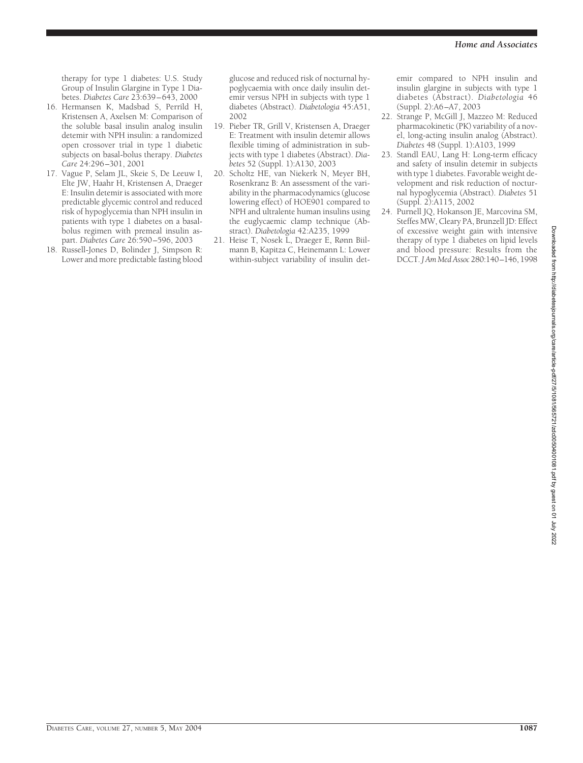therapy for type 1 diabetes: U.S. Study Group of Insulin Glargine in Type 1 Diabetes. *Diabetes Care* 23:639–643, 2000

16. Hermansen K, Madsbad S, Perrild H, Kristensen A, Axelsen M: Comparison of the soluble basal insulin analog insulin detemir with NPH insulin: a randomized open crossover trial in type 1 diabetic subjects on basal-bolus therapy. *Diabetes Care* 24:296–301, 2001
17. Vague P, Selam JL, Skeie S, De Leeuw I, Elte JW, Haahr H, Kristensen A, Draeger E: Insulin detemir is associated with more predictable glycemic control and reduced risk of hypoglycemia than NPH insulin in patients with type 1 diabetes on a basal-bolus regimen with premeal insulin aspart. *Diabetes Care* 26:590–596, 2003
18. Russell-Jones D, Bolinder J, Simpson R: Lower and more predictable fasting blood glucose and reduced risk of nocturnal hypoglycaemia with once daily insulin detemir versus NPH in subjects with type 1 diabetes (Abstract). *Diabetologia* 45:A51, 2002
19. Pieber TR, Grill V, Kristensen A, Draeger E: Treatment with insulin detemir allows flexible timing of administration in subjects with type 1 diabetes (Abstract). *Diabetes* 52 (Suppl. 1):A130, 2003
20. Scholtz HE, van Niekerk N, Meyer BH, Rosenkranz B: An assessment of the variability in the pharmacodynamics (glucose lowering effect) of HOE901 compared to NPH and ultralente human insulins using the euglycaemic clamp technique (Abstract). *Diabetologia* 42:A235, 1999
21. Heise T, Nosek L, Draeger E, Rønn Biilmann B, Kapitza C, Heinemann L: Lower within-subject variability of insulin detemir compared to NPH insulin and insulin glargine in subjects with type 1 diabetes (Abstract). *Diabetologia* 46 (Suppl. 2):A6–A7, 2003
22. Strange P, McGill J, Mazzeo M: Reduced pharmacokinetic (PK) variability of a novel, long-acting insulin analog (Abstract). *Diabetes* 48 (Suppl. 1):A103, 1999
23. Standl EAU, Lang H: Long-term efficacy and safety of insulin detemir in subjects with type 1 diabetes. Favorable weight development and risk reduction of nocturnal hypoglycemia (Abstract). *Diabetes* 51 (Suppl. 2):A115, 2002
24. Purnell JQ, Hokanson JE, Marcovina SM, Steffes MW, Cleary PA, Brunzell JD: Effect of excessive weight gain with intensive therapy of type 1 diabetes on lipid levels and blood pressure: Results from the DCCT. *J Am Med Assoc* 280:140–146, 1998